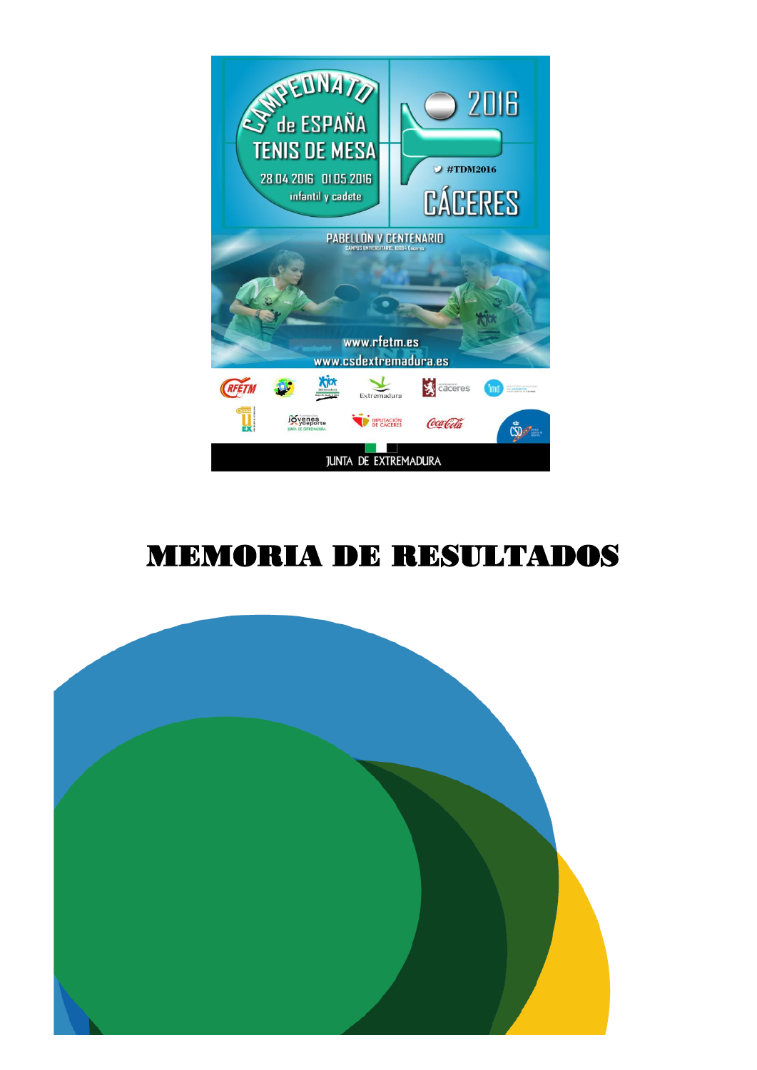CAMPEONATO de ESPAÑA TENIS DE MESA

28.04.2016 01.05.2016

infantil y cadete

2016

#TDM2016

CÁCERES

PABELLÓN V CENTENARIO

CAMPUS UNIVERSITARIO, 10004 Cáceres

www.rfetm.es

www.csdextremadura.es

JUNTA DE EXTREMADURA

# MEMORIA DE RESULTADOS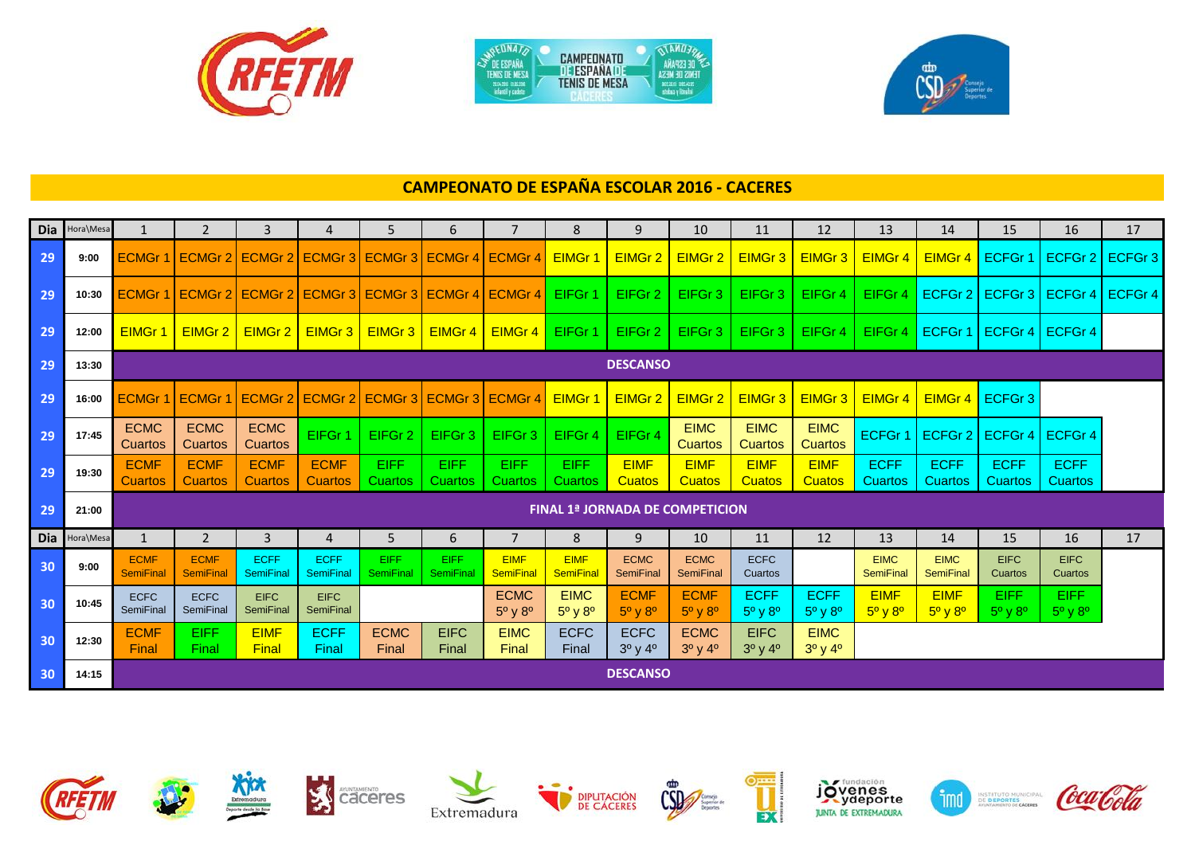## CAMPEONATO DE ESPAÑA ESCOLAR 2016 - CACERES

| Dia | Hora\Mesa | 1 | 2 | 3 | 4 | 5 | 6 | 7 | 8 | 9 | 10 | 11 | 12 | 13 | 14 | 15 | 16 | 17 |
|---|---|---|---|---|---|---|---|---|---|---|---|---|---|---|---|---|---|---|
| 29 | 9:00 | ECMGr 1 | ECMGr 2 | ECMGr 2 | ECMGr 3 | ECMGr 3 | ECMGr 4 | ECMGr 4 | EIMGr 1 | EIMGr 2 | EIMGr 2 | EIMGr 3 | EIMGr 3 | EIMGr 4 | EIMGr 4 | ECFGr 1 | ECFGr 2 | ECFGr 3 |
| 29 | 10:30 | ECMGr 1 | ECMGr 2 | ECMGr 2 | ECMGr 3 | ECMGr 3 | ECMGr 4 | ECMGr 4 | EIFGr 1 | EIFGr 2 | EIFGr 3 | EIFGr 3 | EIFGr 4 | EIFGr 4 | ECFGr 2 | ECFGr 3 | ECFGr 4 | ECFGr 4 |
| 29 | 12:00 | EIMGr 1 | EIMGr 2 | EIMGr 2 | EIMGr 3 | EIMGr 3 | EIMGr 4 | EIMGr 4 | EIFGr 1 | EIFGr 2 | EIFGr 3 | EIFGr 3 | EIFGr 4 | EIFGr 4 | ECFGr 1 | ECFGr 4 | ECFGr 4 | |
| 29 | 13:30 | DESCANSO | | | | | | | | | | | | | | | | |
| 29 | 16:00 | ECMGr 1 | ECMGr 1 | ECMGr 2 | ECMGr 2 | ECMGr 3 | ECMGr 3 | ECMGr 4 | EIMGr 1 | EIMGr 2 | EIMGr 2 | EIMGr 3 | EIMGr 3 | EIMGr 4 | EIMGr 4 | ECFGr 3 | | |
| 29 | 17:45 | ECMC Cuartos | ECMC Cuartos | ECMC Cuartos | EIFGr 1 | EIFGr 2 | EIFGr 3 | EIFGr 3 | EIFGr 4 | EIFGr 4 | EIMC Cuartos | EIMC Cuartos | EIMC Cuartos | ECFGr 1 | ECFGr 2 | ECFGr 4 | ECFGr 4 | |
| 29 | 19:30 | ECMF Cuartos | ECMF Cuartos | ECMF Cuartos | ECMF Cuartos | EIFF Cuartos | EIFF Cuartos | EIFF Cuartos | EIFF Cuartos | EIMF Cuatos | EIMF Cuatos | EIMF Cuatos | EIMF Cuatos | ECFF Cuartos | ECFF Cuartos | ECFF Cuartos | ECFF Cuartos | |
| 29 | 21:00 | FINAL 1ª JORNADA DE COMPETICION | | | | | | | | | | | | | | | | |
| **Dia** | **Hora\Mesa** | **1** | **2** | **3** | **4** | **5** | **6** | **7** | **8** | **9** | **10** | **11** | **12** | **13** | **14** | **15** | **16** | **17** |
| 30 | 9:00 | ECMF SemiFinal | ECMF SemiFinal | ECFF SemiFinal | ECFF SemiFinal | EIFF SemiFinal | EIFF SemiFinal | EIMF SemiFinal | EIMF SemiFinal | ECMC SemiFinal | ECMC SemiFinal | ECFC Cuartos | | EIMC SemiFinal | EIMC SemiFinal | EIFC Cuartos | EIFC Cuartos | |
| 30 | 10:45 | ECFC SemiFinal | ECFC SemiFinal | EIFC SemiFinal | EIFC SemiFinal | | | ECMC 5º y 8º | EIMC 5º y 8º | ECMF 5º y 8º | ECMF 5º y 8º | ECFF 5º y 8º | ECFF 5º y 8º | EIMF 5º y 8º | EIMF 5º y 8º | EIFF 5º y 8º | EIFF 5º y 8º | |
| 30 | 12:30 | ECMF Final | EIFF Final | EIMF Final | ECFF Final | ECMC Final | EIFC Final | EIMC Final | ECFC Final | ECFC 3º y 4º | ECMC 3º y 4º | EIFC 3º y 4º | EIMC 3º y 4º | | | | | |
| 30 | 14:15 | DESCANSO | | | | | | | | | | | | | | | | |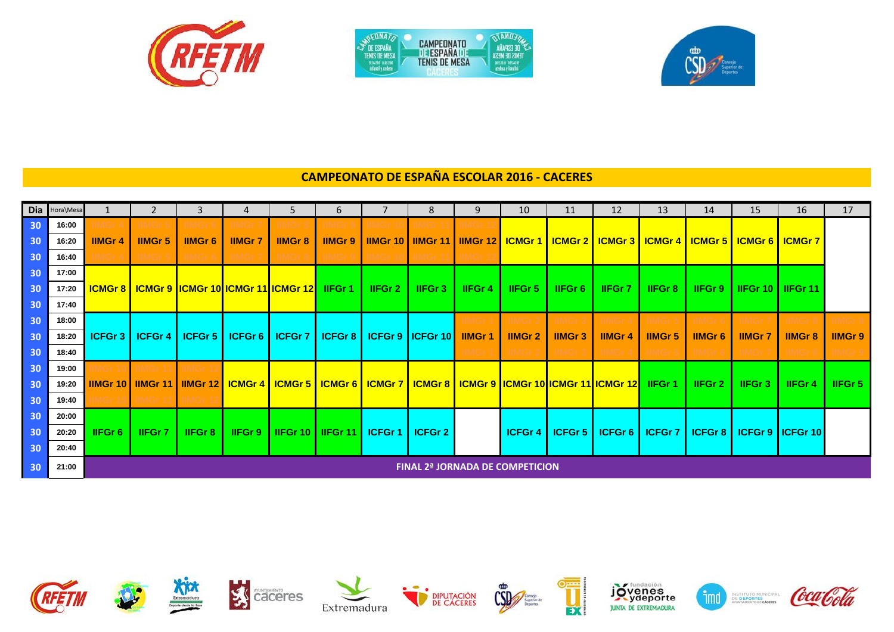# CAMPEONATO DE ESPAÑA ESCOLAR 2016 - CACERES

| Dia | Hora\Mesa | 1 | 2 | 3 | 4 | 5 | 6 | 7 | 8 | 9 | 10 | 11 | 12 | 13 | 14 | 15 | 16 | 17 |
|---|---|---|---|---|---|---|---|---|---|---|---|---|---|---|---|---|---|---|
| 30 | 16:00 | | | | | | | | | | | | | | | | | |
| 30 | 16:20 | IIMGr 4 | IIMGr 5 | IIMGr 6 | IIMGr 7 | IIMGr 8 | IIMGr 9 | IIMGr 10 | IIMGr 11 | IIMGr 12 | ICMGr 1 | ICMGr 2 | ICMGr 3 | ICMGr 4 | ICMGr 5 | ICMGr 6 | ICMGr 7 | |
| 30 | 16:40 | | | | | | | | | | | | | | | | | |
| 30 | 17:00 | | | | | | | | | | | | | | | | | |
| 30 | 17:20 | ICMGr 8 | ICMGr 9 | ICMGr 10 | ICMGr 11 | ICMGr 12 | IIFGr 1 | IIFGr 2 | IIFGr 3 | IIFGr 4 | IIFGr 5 | IIFGr 6 | IIFGr 7 | IIFGr 8 | IIFGr 9 | IIFGr 10 | IIFGr 11 | |
| 30 | 17:40 | | | | | | | | | | | | | | | | | |
| 30 | 18:00 | | | | | | | | | | | | | | | | | |
| 30 | 18:20 | ICFGr 3 | ICFGr 4 | ICFGr 5 | ICFGr 6 | ICFGr 7 | ICFGr 8 | ICFGr 9 | ICFGr 10 | IIMGr 1 | IIMGr 2 | IIMGr 3 | IIMGr 4 | IIMGr 5 | IIMGr 6 | IIMGr 7 | IIMGr 8 | IIMGr 9 |
| 30 | 18:40 | | | | | | | | | | | | | | | | | |
| 30 | 19:00 | | | | | | | | | | | | | | | | | |
| 30 | 19:20 | IIMGr 10 | IIMGr 11 | IIMGr 12 | ICMGr 4 | ICMGr 5 | ICMGr 6 | ICMGr 7 | ICMGr 8 | ICMGr 9 | ICMGr 10 | ICMGr 11 | ICMGr 12 | IIFGr 1 | IIFGr 2 | IIFGr 3 | IIFGr 4 | IIFGr 5 |
| 30 | 19:40 | | | | | | | | | | | | | | | | | |
| 30 | 20:00 | | | | | | | | | | | | | | | | | |
| 30 | 20:20 | IIFGr 6 | IIFGr 7 | IIFGr 8 | IIFGr 9 | IIFGr 10 | IIFGr 11 | ICFGr 1 | ICFGr 2 | | ICFGr 4 | ICFGr 5 | ICFGr 6 | ICFGr 7 | ICFGr 8 | ICFGr 9 | ICFGr 10 | |
| 30 | 20:40 | | | | | | | | | | | | | | | | | |
| 30 | 21:00 | FINAL 2ª JORNADA DE COMPETICION | | | | | | | | | | | | | | | | |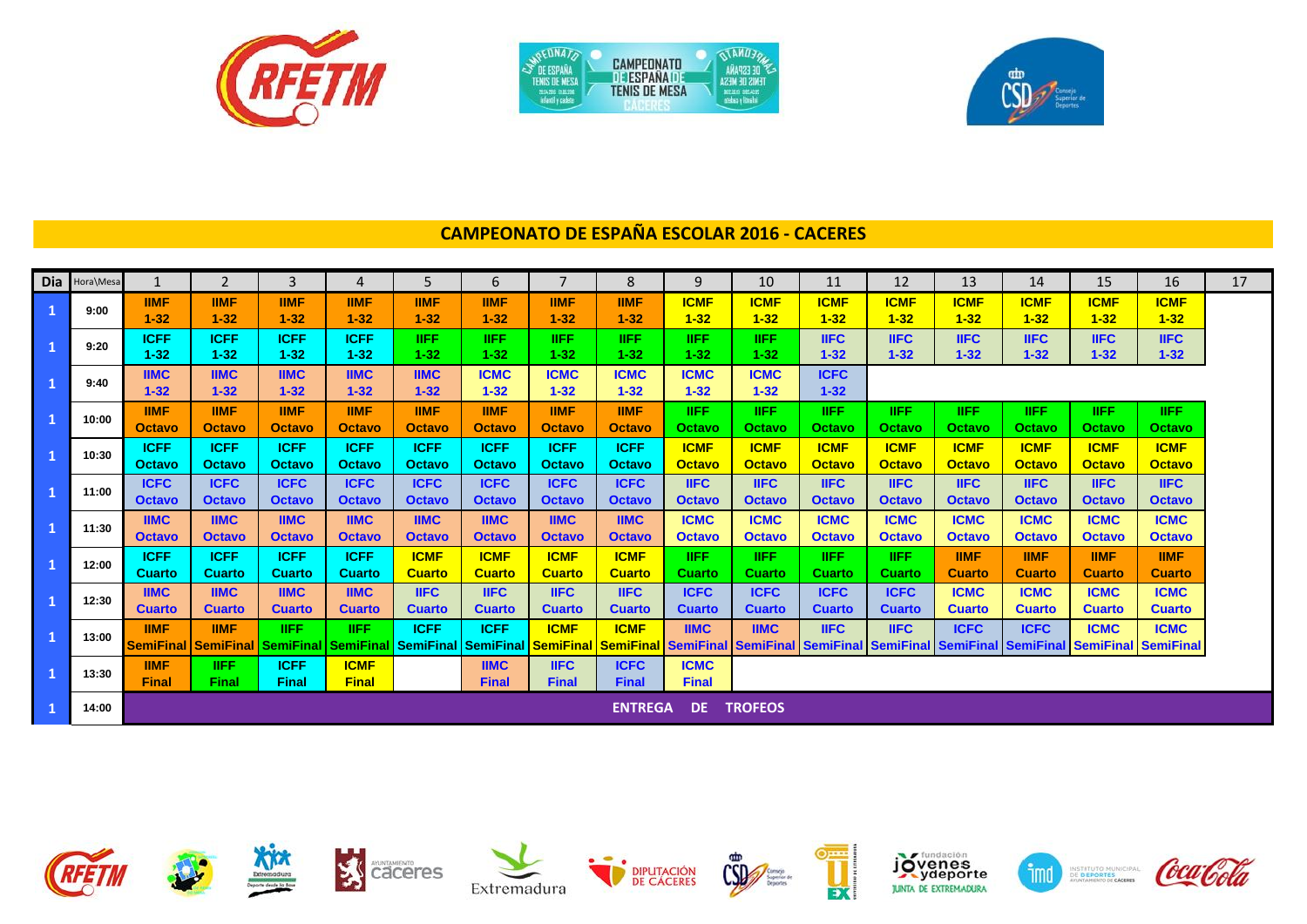## CAMPEONATO DE ESPAÑA ESCOLAR 2016 - CACERES

| Dia | Hora\Mesa | 1 | 2 | 3 | 4 | 5 | 6 | 7 | 8 | 9 | 10 | 11 | 12 | 13 | 14 | 15 | 16 | 17 |
|---|---|---|---|---|---|---|---|---|---|---|---|---|---|---|---|---|---|---|
| 1 | 9:00 | IIMF 1-32 | IIMF 1-32 | IIMF 1-32 | IIMF 1-32 | IIMF 1-32 | IIMF 1-32 | IIMF 1-32 | IIMF 1-32 | ICMF 1-32 | ICMF 1-32 | ICMF 1-32 | ICMF 1-32 | ICMF 1-32 | ICMF 1-32 | ICMF 1-32 | ICMF 1-32 | |
| 1 | 9:20 | ICFF 1-32 | ICFF 1-32 | ICFF 1-32 | ICFF 1-32 | IIFF 1-32 | IIFF 1-32 | IIFF 1-32 | IIFF 1-32 | IIFF 1-32 | IIFF 1-32 | IIFC 1-32 | IIFC 1-32 | IIFC 1-32 | IIFC 1-32 | IIFC 1-32 | IIFC 1-32 | |
| 1 | 9:40 | IIMC 1-32 | IIMC 1-32 | IIMC 1-32 | IIMC 1-32 | IIMC 1-32 | ICMC 1-32 | ICMC 1-32 | ICMC 1-32 | ICMC 1-32 | ICMC 1-32 | ICFC 1-32 | | | | | | |
| 1 | 10:00 | IIMF Octavo | IIMF Octavo | IIMF Octavo | IIMF Octavo | IIMF Octavo | IIMF Octavo | IIMF Octavo | IIMF Octavo | IIFF Octavo | IIFF Octavo | IIFF Octavo | IIFF Octavo | IIFF Octavo | IIFF Octavo | IIFF Octavo | IIFF Octavo | |
| 1 | 10:30 | ICFF Octavo | ICFF Octavo | ICFF Octavo | ICFF Octavo | ICFF Octavo | ICFF Octavo | ICFF Octavo | ICFF Octavo | ICMF Octavo | ICMF Octavo | ICMF Octavo | ICMF Octavo | ICMF Octavo | ICMF Octavo | ICMF Octavo | ICMF Octavo | |
| 1 | 11:00 | ICFC Octavo | ICFC Octavo | ICFC Octavo | ICFC Octavo | ICFC Octavo | ICFC Octavo | ICFC Octavo | ICFC Octavo | IIFC Octavo | IIFC Octavo | IIFC Octavo | IIFC Octavo | IIFC Octavo | IIFC Octavo | IIFC Octavo | IIFC Octavo | |
| 1 | 11:30 | IIMC Octavo | IIMC Octavo | IIMC Octavo | IIMC Octavo | IIMC Octavo | IIMC Octavo | IIMC Octavo | IIMC Octavo | ICMC Octavo | ICMC Octavo | ICMC Octavo | ICMC Octavo | ICMC Octavo | ICMC Octavo | ICMC Octavo | ICMC Octavo | |
| 1 | 12:00 | ICFF Cuarto | ICFF Cuarto | ICFF Cuarto | ICFF Cuarto | ICMF Cuarto | ICMF Cuarto | ICMF Cuarto | ICMF Cuarto | IIFF Cuarto | IIFF Cuarto | IIFF Cuarto | IIFF Cuarto | IIMF Cuarto | IIMF Cuarto | IIMF Cuarto | IIMF Cuarto | |
| 1 | 12:30 | IIMC Cuarto | IIMC Cuarto | IIMC Cuarto | IIMC Cuarto | IIFC Cuarto | IIFC Cuarto | IIFC Cuarto | IIFC Cuarto | ICFC Cuarto | ICFC Cuarto | ICFC Cuarto | ICFC Cuarto | ICMC Cuarto | ICMC Cuarto | ICMC Cuarto | ICMC Cuarto | |
| 1 | 13:00 | IIMF SemiFinal | IIMF SemiFinal | IIFF SemiFinal | IIFF SemiFinal | ICFF SemiFinal | ICFF SemiFinal | ICMF SemiFinal | ICMF SemiFinal | IIMC SemiFinal | IIMC SemiFinal | IIFC SemiFinal | IIFC SemiFinal | ICFC SemiFinal | ICFC SemiFinal | ICMC SemiFinal | ICMC SemiFinal | |
| 1 | 13:30 | IIMF Final | IIFF Final | ICFF Final | ICMF Final | | IIMC Final | IIFC Final | ICFC Final | ICMC Final | | | | | | | | |
| 1 | 14:00 | ENTREGA DE TROFEOS | | | | | | | | | | | | | | | | |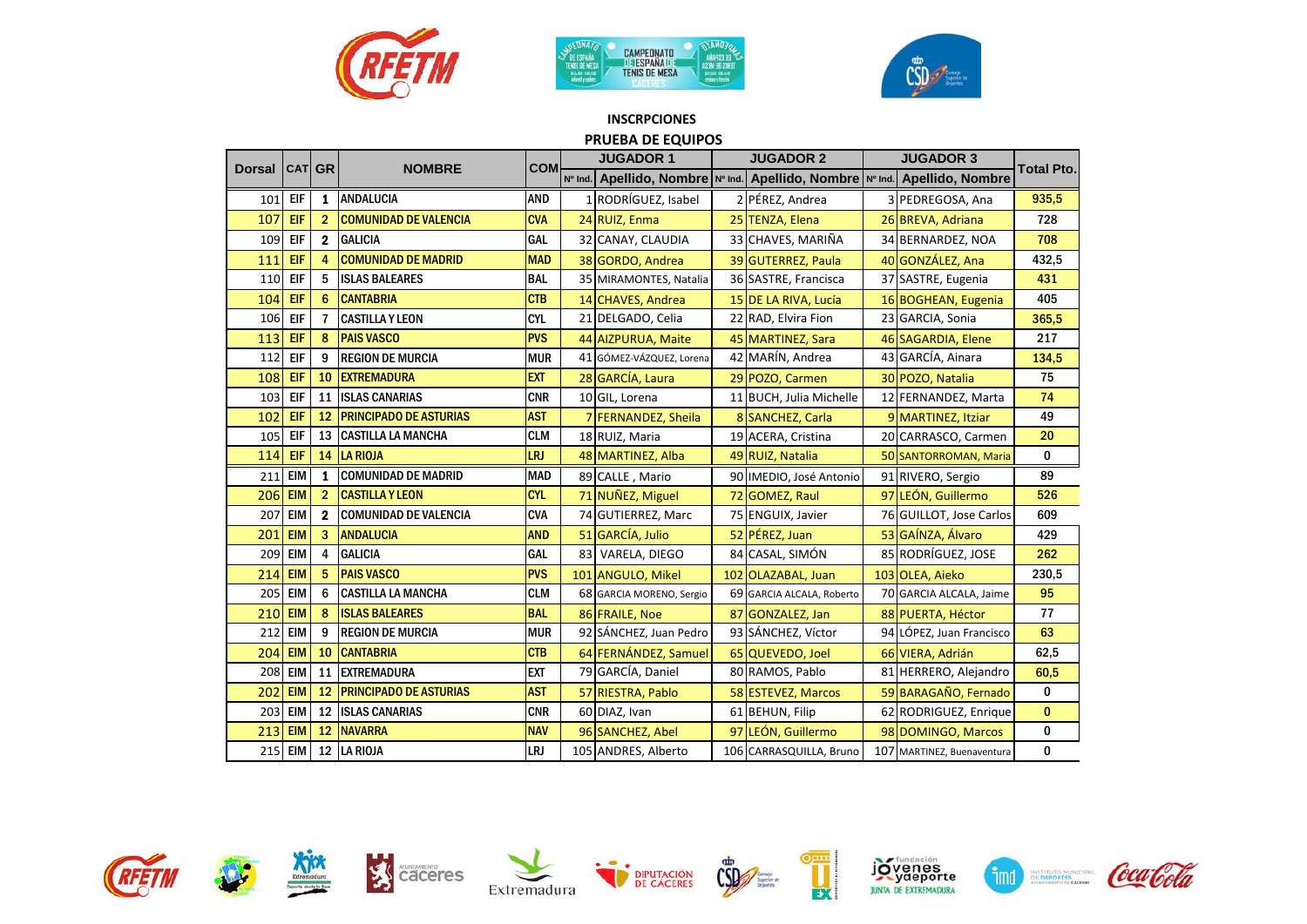**INSCRPCIONES**

**PRUEBA DE EQUIPOS**

| Dorsal | CAT | GR | NOMBRE | COM | JUGADOR 1 | | JUGADOR 2 | | JUGADOR 3 | | Total Pto. |
|---|---|---|---|---|---|---|---|---|---|---|---|
| | | | | | Nº Ind. | Apellido, Nombre | Nº Ind. | Apellido, Nombre | Nº Ind. | Apellido, Nombre | |
| 101 | EIF | 1 | ANDALUCIA | AND | 1 | RODRÍGUEZ, Isabel | 2 | PÉREZ, Andrea | 3 | PEDREGOSA, Ana | 935,5 |
| 107 | EIF | 2 | COMUNIDAD DE VALENCIA | CVA | 24 | RUIZ, Enma | 25 | TENZA, Elena | 26 | BREVA, Adriana | 728 |
| 109 | EIF | 2 | GALICIA | GAL | 32 | CANAY, CLAUDIA | 33 | CHAVES, MARIÑA | 34 | BERNARDEZ, NOA | 708 |
| 111 | EIF | 4 | COMUNIDAD DE MADRID | MAD | 38 | GORDO, Andrea | 39 | GUTERREZ, Paula | 40 | GONZÁLEZ, Ana | 432,5 |
| 110 | EIF | 5 | ISLAS BALEARES | BAL | 35 | MIRAMONTES, Natalia | 36 | SASTRE, Francisca | 37 | SASTRE, Eugenia | 431 |
| 104 | EIF | 6 | CANTABRIA | CTB | 14 | CHAVES, Andrea | 15 | DE LA RIVA, Lucía | 16 | BOGHEAN, Eugenia | 405 |
| 106 | EIF | 7 | CASTILLA Y LEON | CYL | 21 | DELGADO, Celia | 22 | RAD, Elvira Fion | 23 | GARCIA, Sonia | 365,5 |
| 113 | EIF | 8 | PAIS VASCO | PVS | 44 | AIZPURUA, Maite | 45 | MARTINEZ, Sara | 46 | SAGARDIA, Elene | 217 |
| 112 | EIF | 9 | REGION DE MURCIA | MUR | 41 | GÓMEZ-VÁZQUEZ, Lorena | 42 | MARÍN, Andrea | 43 | GARCÍA, Ainara | 134,5 |
| 108 | EIF | 10 | EXTREMADURA | EXT | 28 | GARCÍA, Laura | 29 | POZO, Carmen | 30 | POZO, Natalia | 75 |
| 103 | EIF | 11 | ISLAS CANARIAS | CNR | 10 | GIL, Lorena | 11 | BUCH, Julia Michelle | 12 | FERNANDEZ, Marta | 74 |
| 102 | EIF | 12 | PRINCIPADO DE ASTURIAS | AST | 7 | FERNANDEZ, Sheila | 8 | SANCHEZ, Carla | 9 | MARTINEZ, Itziar | 49 |
| 105 | EIF | 13 | CASTILLA LA MANCHA | CLM | 18 | RUIZ, Maria | 19 | ACERA, Cristina | 20 | CARRASCO, Carmen | 20 |
| 114 | EIF | 14 | LA RIOJA | LRJ | 48 | MARTINEZ, Alba | 49 | RUIZ, Natalia | 50 | SANTORROMAN, Maria | 0 |
| 211 | EIM | 1 | COMUNIDAD DE MADRID | MAD | 89 | CALLE , Mario | 90 | IMEDIO, José Antonio | 91 | RIVERO, Sergio | 89 |
| 206 | EIM | 2 | CASTILLA Y LEON | CYL | 71 | NUÑEZ, Miguel | 72 | GOMEZ, Raul | 97 | LEÓN, Guillermo | 526 |
| 207 | EIM | 2 | COMUNIDAD DE VALENCIA | CVA | 74 | GUTIERREZ, Marc | 75 | ENGUIX, Javier | 76 | GUILLOT, Jose Carlos | 609 |
| 201 | EIM | 3 | ANDALUCIA | AND | 51 | GARCÍA, Julio | 52 | PÉREZ, Juan | 53 | GAÍNZA, Álvaro | 429 |
| 209 | EIM | 4 | GALICIA | GAL | 83 | VARELA, DIEGO | 84 | CASAL, SIMÓN | 85 | RODRÍGUEZ, JOSE | 262 |
| 214 | EIM | 5 | PAIS VASCO | PVS | 101 | ANGULO, Mikel | 102 | OLAZABAL, Juan | 103 | OLEA, Aieko | 230,5 |
| 205 | EIM | 6 | CASTILLA LA MANCHA | CLM | 68 | GARCIA MORENO, Sergio | 69 | GARCIA ALCALA, Roberto | 70 | GARCIA ALCALA, Jaime | 95 |
| 210 | EIM | 8 | ISLAS BALEARES | BAL | 86 | FRAILE, Noe | 87 | GONZALEZ, Jan | 88 | PUERTA, Héctor | 77 |
| 212 | EIM | 9 | REGION DE MURCIA | MUR | 92 | SÁNCHEZ, Juan Pedro | 93 | SÁNCHEZ, Víctor | 94 | LÓPEZ, Juan Francisco | 63 |
| 204 | EIM | 10 | CANTABRIA | CTB | 64 | FERNÁNDEZ, Samuel | 65 | QUEVEDO, Joel | 66 | VIERA, Adrián | 62,5 |
| 208 | EIM | 11 | EXTREMADURA | EXT | 79 | GARCÍA, Daniel | 80 | RAMOS, Pablo | 81 | HERRERO, Alejandro | 60,5 |
| 202 | EIM | 12 | PRINCIPADO DE ASTURIAS | AST | 57 | RIESTRA, Pablo | 58 | ESTEVEZ, Marcos | 59 | BARAGAÑO, Fernado | 0 |
| 203 | EIM | 12 | ISLAS CANARIAS | CNR | 60 | DIAZ, Ivan | 61 | BEHUN, Filip | 62 | RODRIGUEZ, Enrique | 0 |
| 213 | EIM | 12 | NAVARRA | NAV | 96 | SANCHEZ, Abel | 97 | LEÓN, Guillermo | 98 | DOMINGO, Marcos | 0 |
| 215 | EIM | 12 | LA RIOJA | LRJ | 105 | ANDRES, Alberto | 106 | CARRASQUILLA, Bruno | 107 | MARTINEZ, Buenaventura | 0 |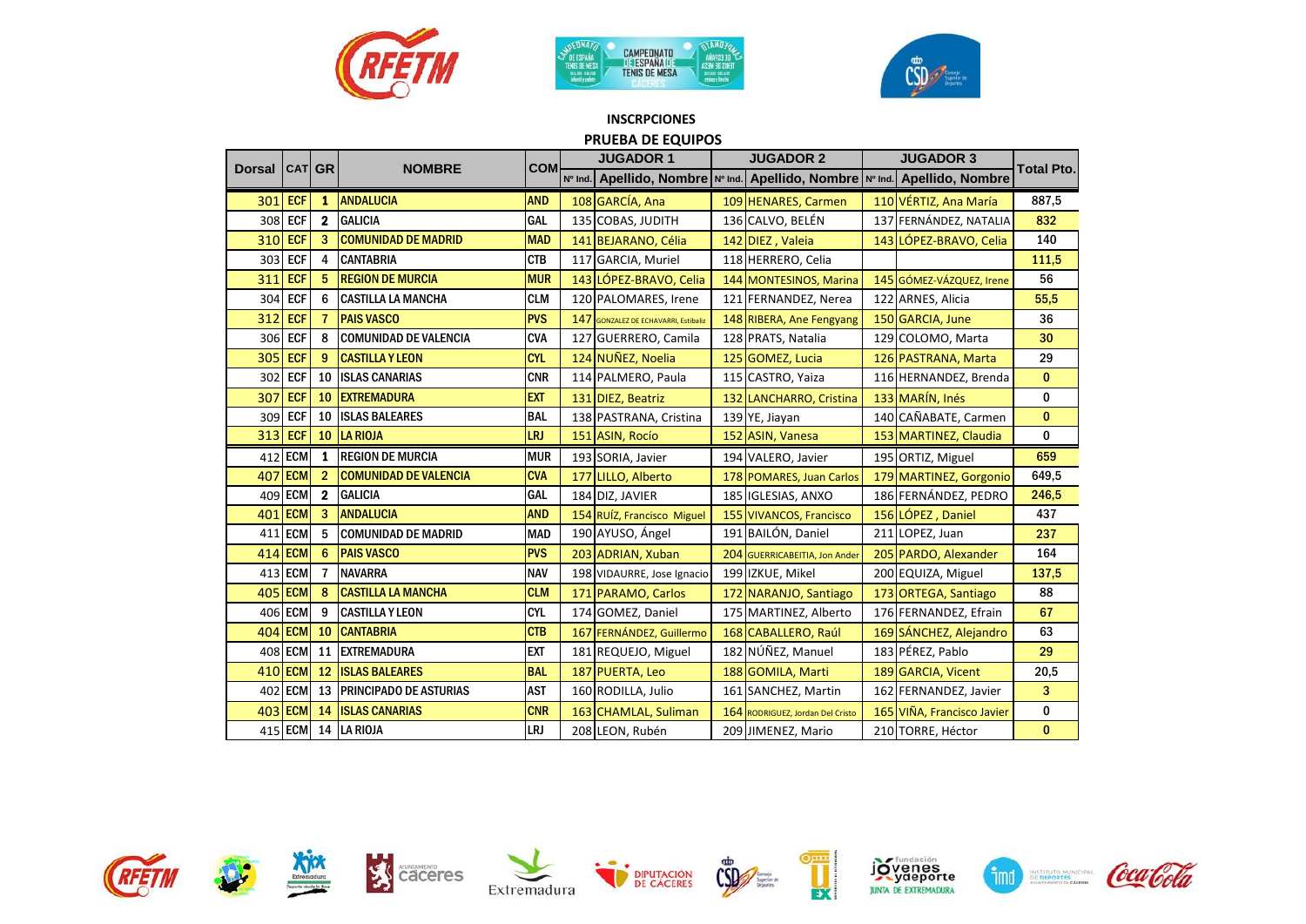**INSCRPCIONES**

**PRUEBA DE EQUIPOS**

| Dorsal | CAT | GR | NOMBRE | COM | JUGADOR 1 | | JUGADOR 2 | | JUGADOR 3 | | Total Pto. |
|---|---|---|---|---|---|---|---|---|---|---|---|
| | | | | | Nº Ind. | Apellido, Nombre | Nº Ind. | Apellido, Nombre | Nº Ind. | Apellido, Nombre | |
| 301 | ECF | 1 | ANDALUCIA | AND | 108 | GARCÍA, Ana | 109 | HENARES, Carmen | 110 | VÉRTIZ, Ana María | 887,5 |
| 308 | ECF | 2 | GALICIA | GAL | 135 | COBAS, JUDITH | 136 | CALVO, BELÉN | 137 | FERNÁNDEZ, NATALIA | 832 |
| 310 | ECF | 3 | COMUNIDAD DE MADRID | MAD | 141 | BEJARANO, Célia | 142 | DIEZ , Valeia | 143 | LÓPEZ-BRAVO, Celia | 140 |
| 303 | ECF | 4 | CANTABRIA | CTB | 117 | GARCIA, Muriel | 118 | HERRERO, Celia | | | 111,5 |
| 311 | ECF | 5 | REGION DE MURCIA | MUR | 143 | LÓPEZ-BRAVO, Celia | 144 | MONTESINOS, Marina | 145 | GÓMEZ-VÁZQUEZ, Irene | 56 |
| 304 | ECF | 6 | CASTILLA LA MANCHA | CLM | 120 | PALOMARES, Irene | 121 | FERNANDEZ, Nerea | 122 | ARNES, Alicia | 55,5 |
| 312 | ECF | 7 | PAIS VASCO | PVS | 147 | GONZALEZ DE ECHAVARRI, Estibaliz | 148 | RIBERA, Ane Fengyang | 150 | GARCIA, June | 36 |
| 306 | ECF | 8 | COMUNIDAD DE VALENCIA | CVA | 127 | GUERRERO, Camila | 128 | PRATS, Natalia | 129 | COLOMO, Marta | 30 |
| 305 | ECF | 9 | CASTILLA Y LEON | CYL | 124 | NUÑEZ, Noelia | 125 | GOMEZ, Lucia | 126 | PASTRANA, Marta | 29 |
| 302 | ECF | 10 | ISLAS CANARIAS | CNR | 114 | PALMERO, Paula | 115 | CASTRO, Yaiza | 116 | HERNANDEZ, Brenda | 0 |
| 307 | ECF | 10 | EXTREMADURA | EXT | 131 | DIEZ, Beatriz | 132 | LANCHARRO, Cristina | 133 | MARÍN, Inés | 0 |
| 309 | ECF | 10 | ISLAS BALEARES | BAL | 138 | PASTRANA, Cristina | 139 | YE, Jiayan | 140 | CAÑABATE, Carmen | 0 |
| 313 | ECF | 10 | LA RIOJA | LRJ | 151 | ASIN, Rocío | 152 | ASIN, Vanesa | 153 | MARTINEZ, Claudia | 0 |
| 412 | ECM | 1 | REGION DE MURCIA | MUR | 193 | SORIA, Javier | 194 | VALERO, Javier | 195 | ORTIZ, Miguel | 659 |
| 407 | ECM | 2 | COMUNIDAD DE VALENCIA | CVA | 177 | LILLO, Alberto | 178 | POMARES, Juan Carlos | 179 | MARTINEZ, Gorgonio | 649,5 |
| 409 | ECM | 2 | GALICIA | GAL | 184 | DIZ, JAVIER | 185 | IGLESIAS, ANXO | 186 | FERNÁNDEZ, PEDRO | 246,5 |
| 401 | ECM | 3 | ANDALUCIA | AND | 154 | RUÍZ, Francisco Miguel | 155 | VIVANCOS, Francisco | 156 | LÓPEZ , Daniel | 437 |
| 411 | ECM | 5 | COMUNIDAD DE MADRID | MAD | 190 | AYUSO, Ángel | 191 | BAILÓN, Daniel | 211 | LOPEZ, Juan | 237 |
| 414 | ECM | 6 | PAIS VASCO | PVS | 203 | ADRIAN, Xuban | 204 | GUERRICABEITIA, Jon Ander | 205 | PARDO, Alexander | 164 |
| 413 | ECM | 7 | NAVARRA | NAV | 198 | VIDAURRE, Jose Ignacio | 199 | IZKUE, Mikel | 200 | EQUIZA, Miguel | 137,5 |
| 405 | ECM | 8 | CASTILLA LA MANCHA | CLM | 171 | PARAMO, Carlos | 172 | NARANJO, Santiago | 173 | ORTEGA, Santiago | 88 |
| 406 | ECM | 9 | CASTILLA Y LEON | CYL | 174 | GOMEZ, Daniel | 175 | MARTINEZ, Alberto | 176 | FERNANDEZ, Efrain | 67 |
| 404 | ECM | 10 | CANTABRIA | CTB | 167 | FERNÁNDEZ, Guillermo | 168 | CABALLERO, Raúl | 169 | SÁNCHEZ, Alejandro | 63 |
| 408 | ECM | 11 | EXTREMADURA | EXT | 181 | REQUEJO, Miguel | 182 | NÚÑEZ, Manuel | 183 | PÉREZ, Pablo | 29 |
| 410 | ECM | 12 | ISLAS BALEARES | BAL | 187 | PUERTA, Leo | 188 | GOMILA, Marti | 189 | GARCIA, Vicent | 20,5 |
| 402 | ECM | 13 | PRINCIPADO DE ASTURIAS | AST | 160 | RODILLA, Julio | 161 | SANCHEZ, Martin | 162 | FERNANDEZ, Javier | 3 |
| 403 | ECM | 14 | ISLAS CANARIAS | CNR | 163 | CHAMLAL, Suliman | 164 | RODRIGUEZ, Jordan Del Cristo | 165 | VIÑA, Francisco Javier | 0 |
| 415 | ECM | 14 | LA RIOJA | LRJ | 208 | LEON, Rubén | 209 | JIMENEZ, Mario | 210 | TORRE, Héctor | 0 |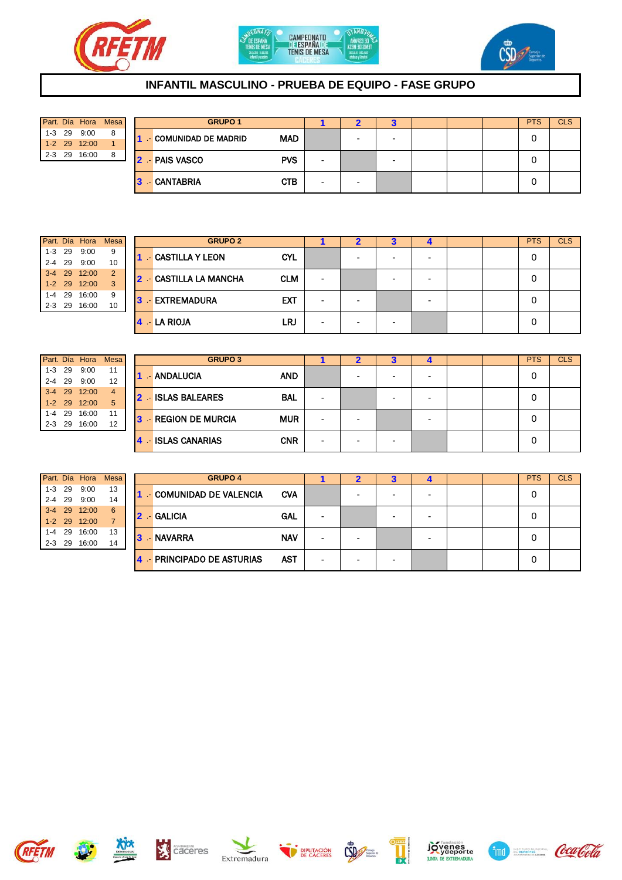# INFANTIL MASCULINO - PRUEBA DE EQUIPO - FASE GRUPO

| Part. | Día | Hora | Mesa |
|---|---|---|---|
| 1-3 | 29 | 9:00 | 8 |
| 1-2 | 29 | 12:00 | 1 |
| 2-3 | 29 | 16:00 | 8 |

| GRUPO 1 | | 1 | 2 | 3 | | | | PTS | CLS |
|---|---|---|---|---|---|---|---|---|---|
| 1 .- COMUNIDAD DE MADRID | MAD | | - | - | | | | 0 | |
| 2 .- PAIS VASCO | PVS | - | | - | | | | 0 | |
| 3 .- CANTABRIA | CTB | - | - | | | | | 0 | |

| Part. | Día | Hora | Mesa |
|---|---|---|---|
| 1-3 | 29 | 9:00 | 9 |
| 2-4 | 29 | 9:00 | 10 |
| 3-4 | 29 | 12:00 | 2 |
| 1-2 | 29 | 12:00 | 3 |
| 1-4 | 29 | 16:00 | 9 |
| 2-3 | 29 | 16:00 | 10 |

| GRUPO 2 | | 1 | 2 | 3 | 4 | | | PTS | CLS |
|---|---|---|---|---|---|---|---|---|---|
| 1 .- CASTILLA Y LEON | CYL | | - | - | - | | | 0 | |
| 2 .- CASTILLA LA MANCHA | CLM | - | | - | - | | | 0 | |
| 3 .- EXTREMADURA | EXT | - | - | | - | | | 0 | |
| 4 .- LA RIOJA | LRJ | - | - | - | | | | 0 | |

| Part. | Día | Hora | Mesa |
|---|---|---|---|
| 1-3 | 29 | 9:00 | 11 |
| 2-4 | 29 | 9:00 | 12 |
| 3-4 | 29 | 12:00 | 4 |
| 1-2 | 29 | 12:00 | 5 |
| 1-4 | 29 | 16:00 | 11 |
| 2-3 | 29 | 16:00 | 12 |

| GRUPO 3 | | 1 | 2 | 3 | 4 | | | PTS | CLS |
|---|---|---|---|---|---|---|---|---|---|
| 1 .- ANDALUCIA | AND | | - | - | - | | | 0 | |
| 2 .- ISLAS BALEARES | BAL | - | | - | - | | | 0 | |
| 3 .- REGION DE MURCIA | MUR | - | - | | - | | | 0 | |
| 4 .- ISLAS CANARIAS | CNR | - | - | - | | | | 0 | |

| Part. | Día | Hora | Mesa |
|---|---|---|---|
| 1-3 | 29 | 9:00 | 13 |
| 2-4 | 29 | 9:00 | 14 |
| 3-4 | 29 | 12:00 | 6 |
| 1-2 | 29 | 12:00 | 7 |
| 1-4 | 29 | 16:00 | 13 |
| 2-3 | 29 | 16:00 | 14 |

| GRUPO 4 | | 1 | 2 | 3 | 4 | | | PTS | CLS |
|---|---|---|---|---|---|---|---|---|---|
| 1 .- COMUNIDAD DE VALENCIA | CVA | | - | - | - | | | 0 | |
| 2 .- GALICIA | GAL | - | | - | - | | | 0 | |
| 3 .- NAVARRA | NAV | - | - | | - | | | 0 | |
| 4 .- PRINCIPADO DE ASTURIAS | AST | - | - | - | | | | 0 | |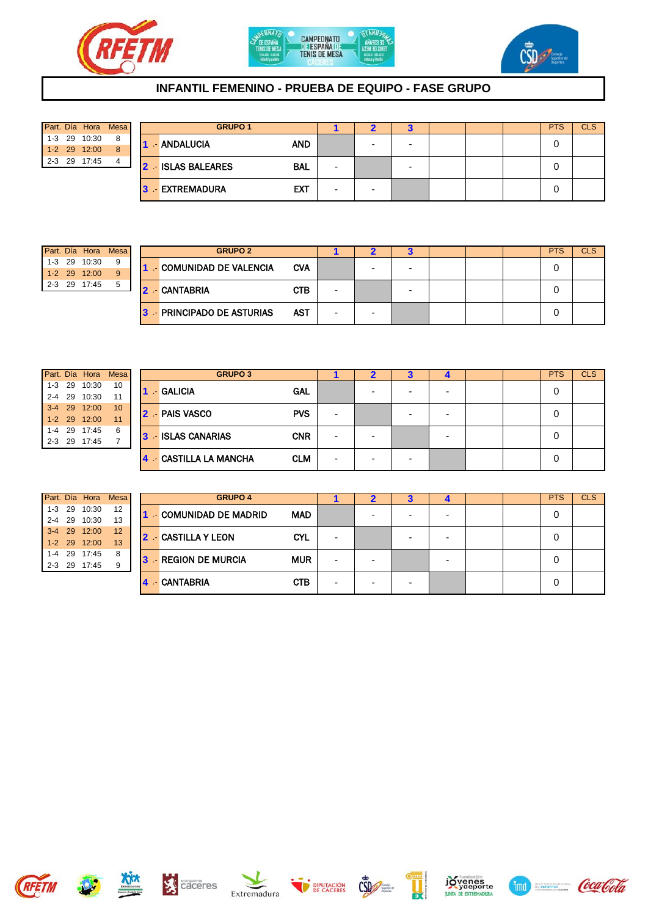# INFANTIL FEMENINO - PRUEBA DE EQUIPO - FASE GRUPO

| Part. | Día | Hora | Mesa |
|---|---|---|---|
| 1-3 | 29 | 10:30 | 8 |
| 1-2 | 29 | 12:00 | 8 |
| 2-3 | 29 | 17:45 | 4 |

| GRUPO 1 | | 1 | 2 | 3 | | | | PTS | CLS |
|---|---|---|---|---|---|---|---|---|---|
| 1 .- ANDALUCIA | AND | | - | - | | | | 0 | |
| 2 .- ISLAS BALEARES | BAL | - | | - | | | | 0 | |
| 3 .- EXTREMADURA | EXT | - | - | | | | | 0 | |

| Part. | Día | Hora | Mesa |
|---|---|---|---|
| 1-3 | 29 | 10:30 | 9 |
| 1-2 | 29 | 12:00 | 9 |
| 2-3 | 29 | 17:45 | 5 |

| GRUPO 2 | | 1 | 2 | 3 | | | | PTS | CLS |
|---|---|---|---|---|---|---|---|---|---|
| 1 .- COMUNIDAD DE VALENCIA | CVA | | - | - | | | | 0 | |
| 2 .- CANTABRIA | CTB | - | | - | | | | 0 | |
| 3 .- PRINCIPADO DE ASTURIAS | AST | - | - | | | | | 0 | |

| Part. | Día | Hora | Mesa |
|---|---|---|---|
| 1-3 | 29 | 10:30 | 10 |
| 2-4 | 29 | 10:30 | 11 |
| 3-4 | 29 | 12:00 | 10 |
| 1-2 | 29 | 12:00 | 11 |
| 1-4 | 29 | 17:45 | 6 |
| 2-3 | 29 | 17:45 | 7 |

| GRUPO 3 | | 1 | 2 | 3 | 4 | | | PTS | CLS |
|---|---|---|---|---|---|---|---|---|---|
| 1 .- GALICIA | GAL | | - | - | - | | | 0 | |
| 2 .- PAIS VASCO | PVS | - | | - | - | | | 0 | |
| 3 .- ISLAS CANARIAS | CNR | - | - | | - | | | 0 | |
| 4 .- CASTILLA LA MANCHA | CLM | - | - | - | | | | 0 | |

| Part. | Día | Hora | Mesa |
|---|---|---|---|
| 1-3 | 29 | 10:30 | 12 |
| 2-4 | 29 | 10:30 | 13 |
| 3-4 | 29 | 12:00 | 12 |
| 1-2 | 29 | 12:00 | 13 |
| 1-4 | 29 | 17:45 | 8 |
| 2-3 | 29 | 17:45 | 9 |

| GRUPO 4 | | 1 | 2 | 3 | 4 | | | PTS | CLS |
|---|---|---|---|---|---|---|---|---|---|
| 1 .- COMUNIDAD DE MADRID | MAD | | - | - | - | | | 0 | |
| 2 .- CASTILLA Y LEON | CYL | - | | - | - | | | 0 | |
| 3 .- REGION DE MURCIA | MUR | - | - | | - | | | 0 | |
| 4 .- CANTABRIA | CTB | - | - | - | | | | 0 | |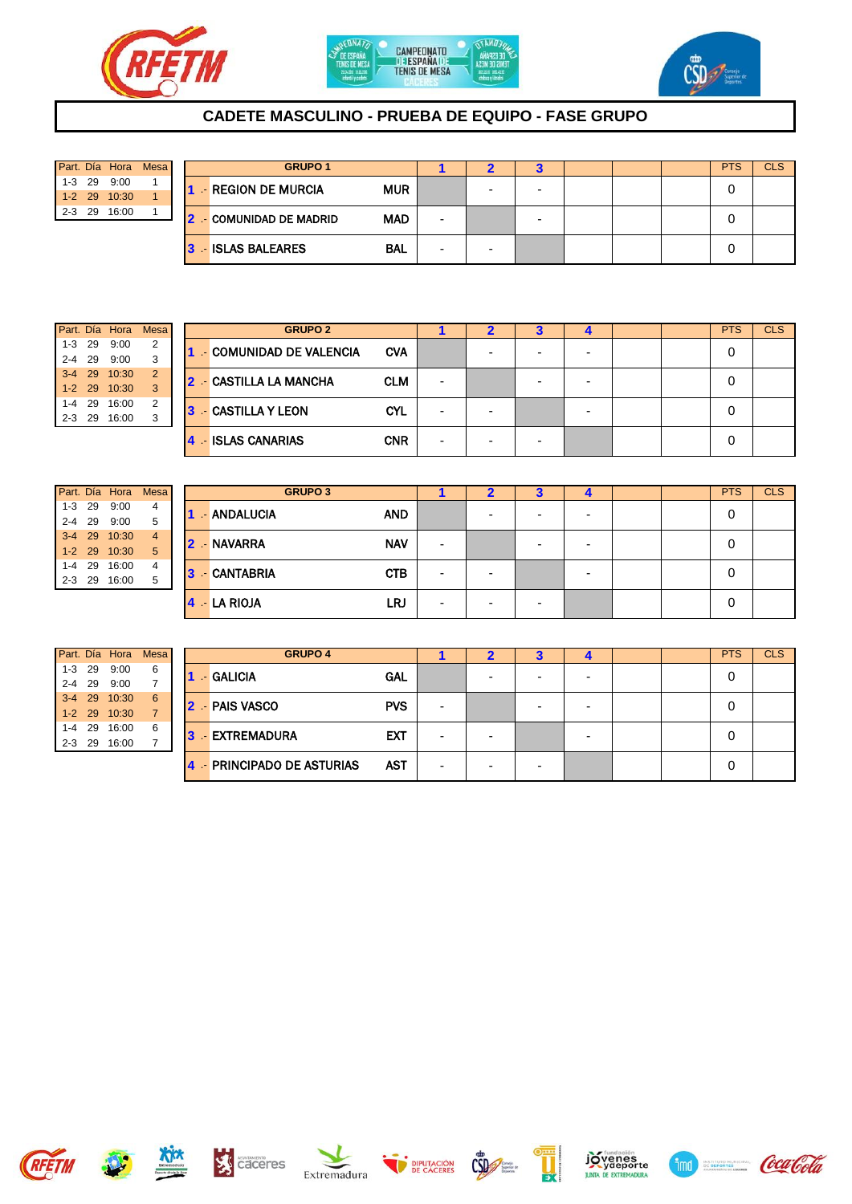# CADETE MASCULINO - PRUEBA DE EQUIPO - FASE GRUPO

| Part. | Día | Hora | Mesa |
|---|---|---|---|
| 1-3 | 29 | 9:00 | 1 |
| 1-2 | 29 | 10:30 | 1 |
| 2-3 | 29 | 16:00 | 1 |

| GRUPO 1 | | 1 | 2 | 3 | | | | PTS | CLS |
|---|---|---|---|---|---|---|---|---|---|
| 1 .- REGION DE MURCIA | MUR | | - | - | | | | 0 | |
| 2 .- COMUNIDAD DE MADRID | MAD | - | | - | | | | 0 | |
| 3 .- ISLAS BALEARES | BAL | - | - | | | | | 0 | |

| Part. | Día | Hora | Mesa |
|---|---|---|---|
| 1-3 | 29 | 9:00 | 2 |
| 2-4 | 29 | 9:00 | 3 |
| 3-4 | 29 | 10:30 | 2 |
| 1-2 | 29 | 10:30 | 3 |
| 1-4 | 29 | 16:00 | 2 |
| 2-3 | 29 | 16:00 | 3 |

| GRUPO 2 | | 1 | 2 | 3 | 4 | | | PTS | CLS |
|---|---|---|---|---|---|---|---|---|---|
| 1 .- COMUNIDAD DE VALENCIA | CVA | | - | - | - | | | 0 | |
| 2 .- CASTILLA LA MANCHA | CLM | - | | - | - | | | 0 | |
| 3 .- CASTILLA Y LEON | CYL | - | - | | - | | | 0 | |
| 4 .- ISLAS CANARIAS | CNR | - | - | - | | | | 0 | |

| Part. | Día | Hora | Mesa |
|---|---|---|---|
| 1-3 | 29 | 9:00 | 4 |
| 2-4 | 29 | 9:00 | 5 |
| 3-4 | 29 | 10:30 | 4 |
| 1-2 | 29 | 10:30 | 5 |
| 1-4 | 29 | 16:00 | 4 |
| 2-3 | 29 | 16:00 | 5 |

| GRUPO 3 | | 1 | 2 | 3 | 4 | | | PTS | CLS |
|---|---|---|---|---|---|---|---|---|---|
| 1 .- ANDALUCIA | AND | | - | - | - | | | 0 | |
| 2 .- NAVARRA | NAV | - | | - | - | | | 0 | |
| 3 .- CANTABRIA | CTB | - | - | | - | | | 0 | |
| 4 .- LA RIOJA | LRJ | - | - | - | | | | 0 | |

| Part. | Día | Hora | Mesa |
|---|---|---|---|
| 1-3 | 29 | 9:00 | 6 |
| 2-4 | 29 | 9:00 | 7 |
| 3-4 | 29 | 10:30 | 6 |
| 1-2 | 29 | 10:30 | 7 |
| 1-4 | 29 | 16:00 | 6 |
| 2-3 | 29 | 16:00 | 7 |

| GRUPO 4 | | 1 | 2 | 3 | 4 | | | PTS | CLS |
|---|---|---|---|---|---|---|---|---|---|
| 1 .- GALICIA | GAL | | - | - | - | | | 0 | |
| 2 .- PAIS VASCO | PVS | - | | - | - | | | 0 | |
| 3 .- EXTREMADURA | EXT | - | - | | - | | | 0 | |
| 4 .- PRINCIPADO DE ASTURIAS | AST | - | - | - | | | | 0 | |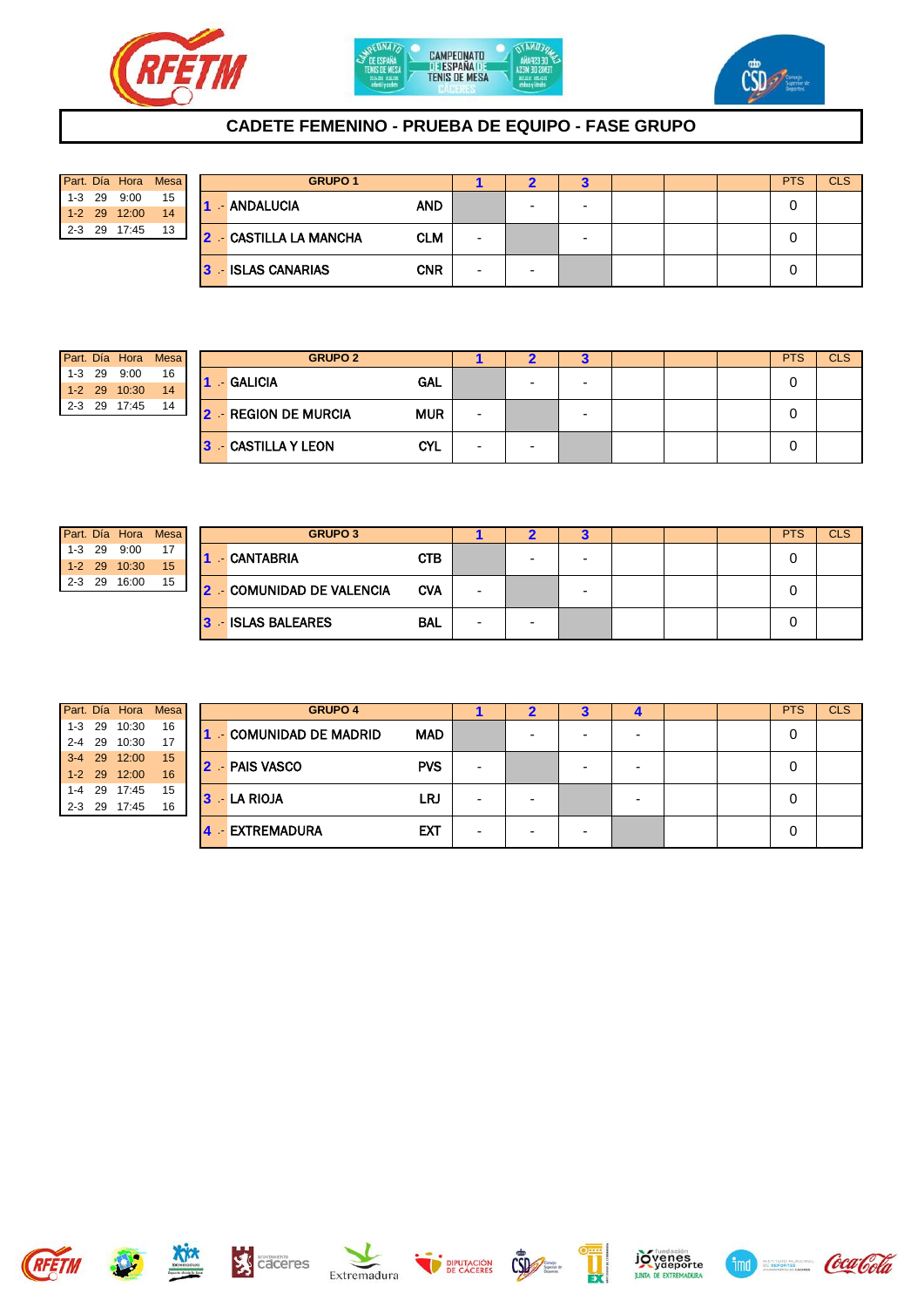# CADETE FEMENINO - PRUEBA DE EQUIPO - FASE GRUPO

| Part. | Día | Hora | Mesa |
|---|---|---|---|
| 1-3 | 29 | 9:00 | 15 |
| 1-2 | 29 | 12:00 | 14 |
| 2-3 | 29 | 17:45 | 13 |

| GRUPO 1 | | 1 | 2 | 3 | | | | PTS | CLS |
|---|---|---|---|---|---|---|---|---|---|
| 1 .- ANDALUCIA | AND | | - | - | | | | 0 | |
| 2 .- CASTILLA LA MANCHA | CLM | - | | - | | | | 0 | |
| 3 .- ISLAS CANARIAS | CNR | - | - | | | | | 0 | |

| Part. | Día | Hora | Mesa |
|---|---|---|---|
| 1-3 | 29 | 9:00 | 16 |
| 1-2 | 29 | 10:30 | 14 |
| 2-3 | 29 | 17:45 | 14 |

| GRUPO 2 | | 1 | 2 | 3 | | | | PTS | CLS |
|---|---|---|---|---|---|---|---|---|---|
| 1 .- GALICIA | GAL | | - | - | | | | 0 | |
| 2 .- REGION DE MURCIA | MUR | - | | - | | | | 0 | |
| 3 .- CASTILLA Y LEON | CYL | - | - | | | | | 0 | |

| Part. | Día | Hora | Mesa |
|---|---|---|---|
| 1-3 | 29 | 9:00 | 17 |
| 1-2 | 29 | 10:30 | 15 |
| 2-3 | 29 | 16:00 | 15 |

| GRUPO 3 | | 1 | 2 | 3 | | | | PTS | CLS |
|---|---|---|---|---|---|---|---|---|---|
| 1 .- CANTABRIA | CTB | | - | - | | | | 0 | |
| 2 .- COMUNIDAD DE VALENCIA | CVA | - | | - | | | | 0 | |
| 3 .- ISLAS BALEARES | BAL | - | - | | | | | 0 | |

| Part. | Día | Hora | Mesa |
|---|---|---|---|
| 1-3 | 29 | 10:30 | 16 |
| 2-4 | 29 | 10:30 | 17 |
| 3-4 | 29 | 12:00 | 15 |
| 1-2 | 29 | 12:00 | 16 |
| 1-4 | 29 | 17:45 | 15 |
| 2-3 | 29 | 17:45 | 16 |

| GRUPO 4 | | 1 | 2 | 3 | 4 | | | PTS | CLS |
|---|---|---|---|---|---|---|---|---|---|
| 1 .- COMUNIDAD DE MADRID | MAD | | - | - | - | | | 0 | |
| 2 .- PAIS VASCO | PVS | - | | - | - | | | 0 | |
| 3 .- LA RIOJA | LRJ | - | - | | - | | | 0 | |
| 4 .- EXTREMADURA | EXT | - | - | - | | | | 0 | |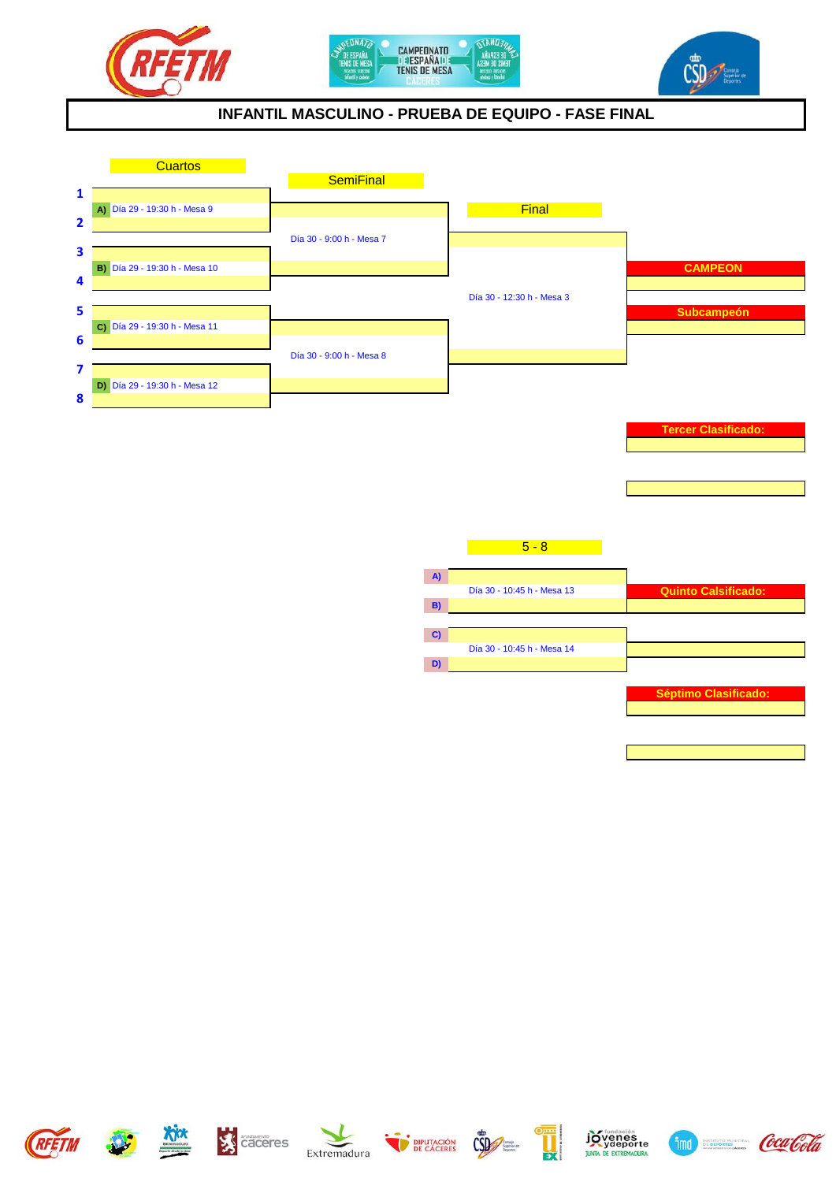# INFANTIL MASCULINO - PRUEBA DE EQUIPO - FASE FINAL

## Cuartos

1

A) Día 29 - 19:30 h - Mesa 9

2

3

B) Día 29 - 19:30 h - Mesa 10

4

5

C) Día 29 - 19:30 h - Mesa 11

6

7

D) Día 29 - 19:30 h - Mesa 12

8

## SemiFinal

Día 30 - 9:00 h - Mesa 7

Día 30 - 9:00 h - Mesa 8

## Final

Día 30 - 12:30 h - Mesa 3

**CAMPEON**

**Subcampeón**

**Tercer Clasificado:**

## 5 - 8

A)

Día 30 - 10:45 h - Mesa 13

B)

C)

Día 30 - 10:45 h - Mesa 14

D)

**Quinto Calsificado:**

**Séptimo Clasificado:**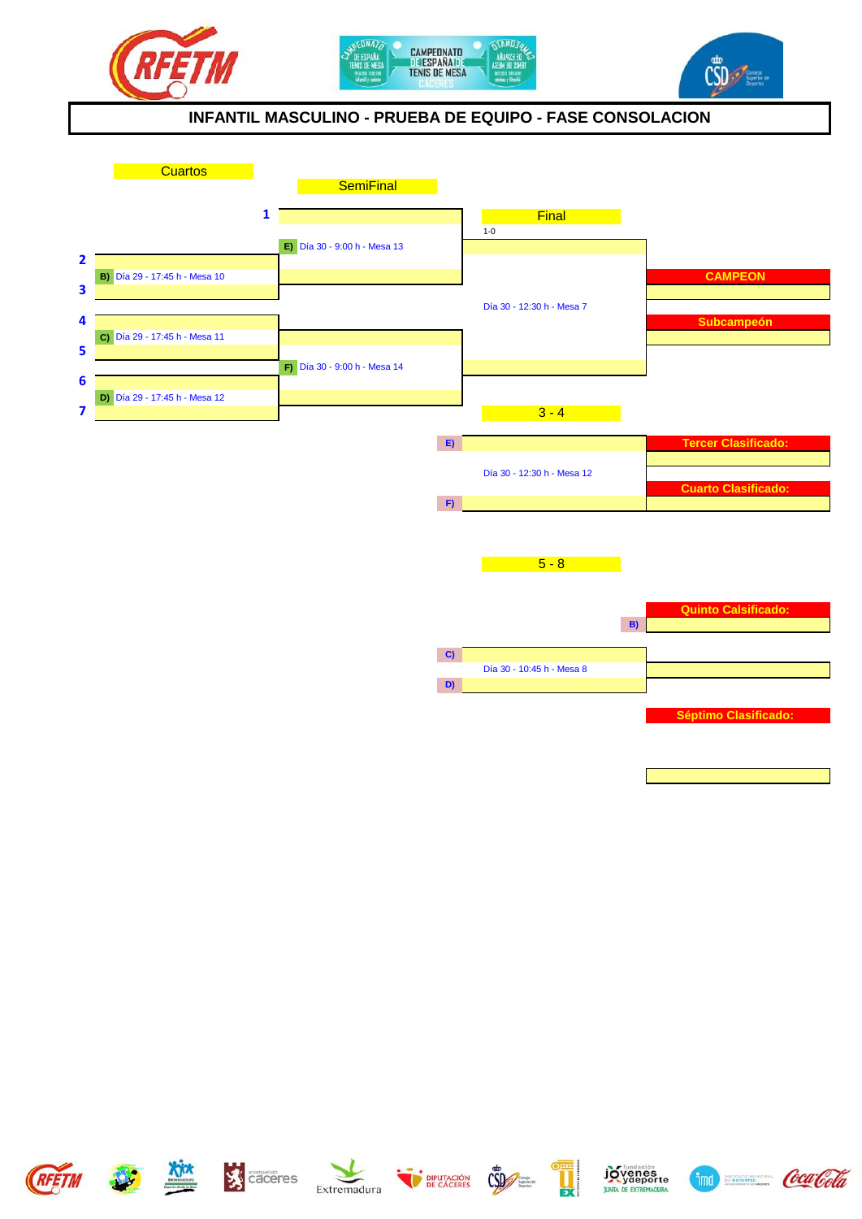# INFANTIL MASCULINO - PRUEBA DE EQUIPO - FASE CONSOLACION

## Cuartos

1

2

B) Día 29 - 17:45 h - Mesa 10

3

4

C) Día 29 - 17:45 h - Mesa 11

5

6

D) Día 29 - 17:45 h - Mesa 12

7

## SemiFinal

E) Día 30 - 9:00 h - Mesa 13

F) Día 30 - 9:00 h - Mesa 14

## Final

1-0

Día 30 - 12:30 h - Mesa 7

**CAMPEON**

**Subcampeón**

## 3 - 4

E)

Día 30 - 12:30 h - Mesa 12

F)

**Tercer Clasificado:**

**Cuarto Clasificado:**

## 5 - 8

**Quinto Calsificado:**

B)

C)

Día 30 - 10:45 h - Mesa 8

D)

**Séptimo Clasificado:**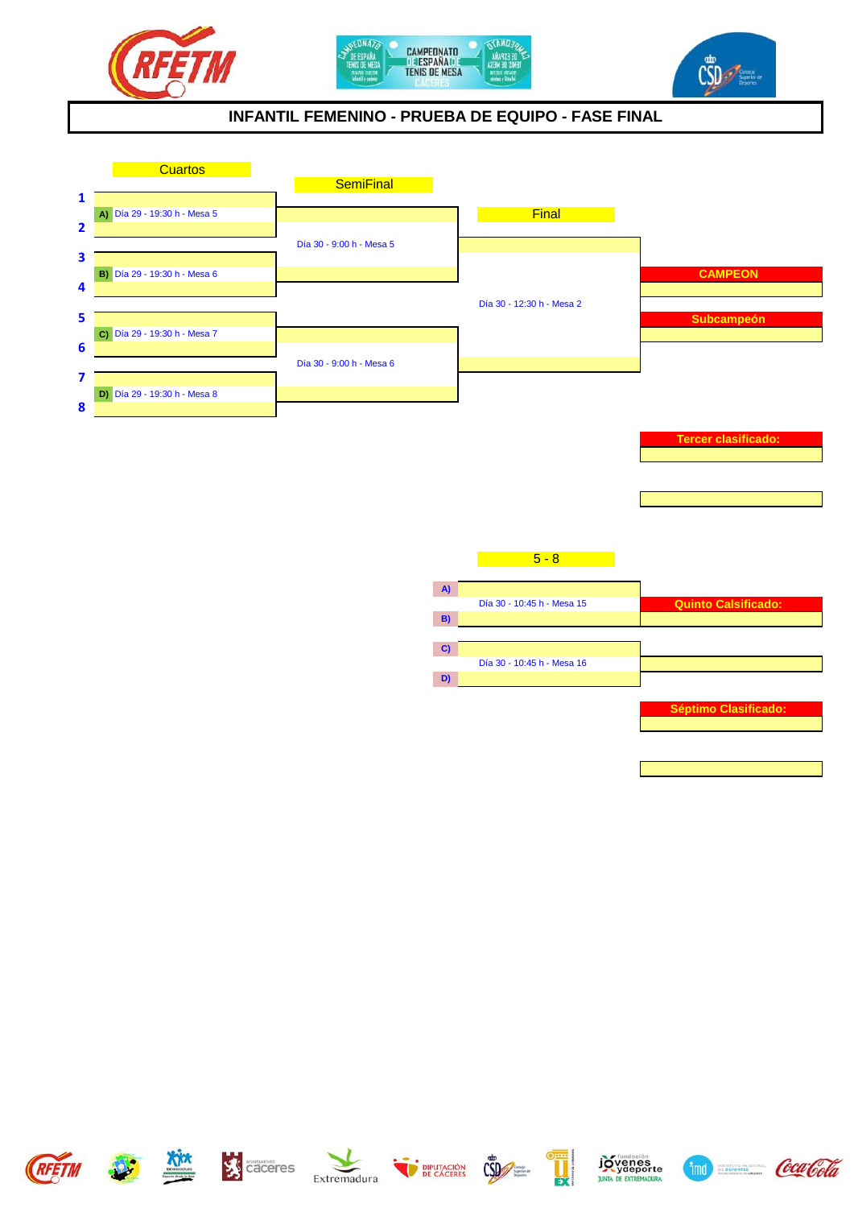# INFANTIL FEMENINO - PRUEBA DE EQUIPO - FASE FINAL

## Cuartos

1

A) Día 29 - 19:30 h - Mesa 5

2

3

B) Día 29 - 19:30 h - Mesa 6

4

5

C) Día 29 - 19:30 h - Mesa 7

6

7

D) Día 29 - 19:30 h - Mesa 8

8

## SemiFinal

Día 30 - 9:00 h - Mesa 5

Día 30 - 9:00 h - Mesa 6

## Final

Día 30 - 12:30 h - Mesa 2

**CAMPEON**

**Subcampeón**

**Tercer clasificado:**

## 5 - 8

A)

Día 30 - 10:45 h - Mesa 15

B)

C)

Día 30 - 10:45 h - Mesa 16

D)

**Quinto Calsificado:**

**Séptimo Clasificado:**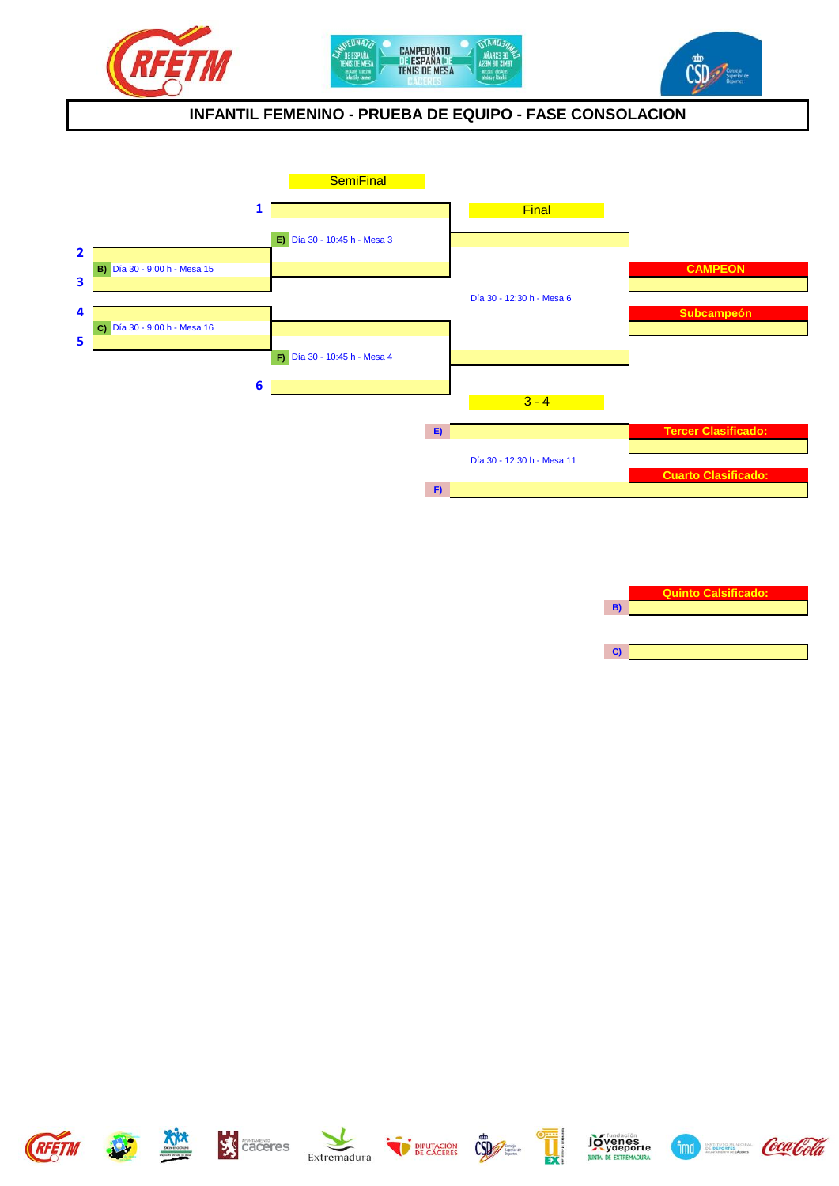# INFANTIL FEMENINO - PRUEBA DE EQUIPO - FASE CONSOLACION

**SemiFinal**

1

E) Día 30 - 10:45 h - Mesa 3

2

B) Día 30 - 9:00 h - Mesa 15

3

4

C) Día 30 - 9:00 h - Mesa 16

5

F) Día 30 - 10:45 h - Mesa 4

6

**Final**

Día 30 - 12:30 h - Mesa 6

**CAMPEON**

**Subcampeón**

**3 - 4**

E)

Día 30 - 12:30 h - Mesa 11

F)

**Tercer Clasificado:**

**Cuarto Clasificado:**

**Quinto Calsificado:**

B)

C)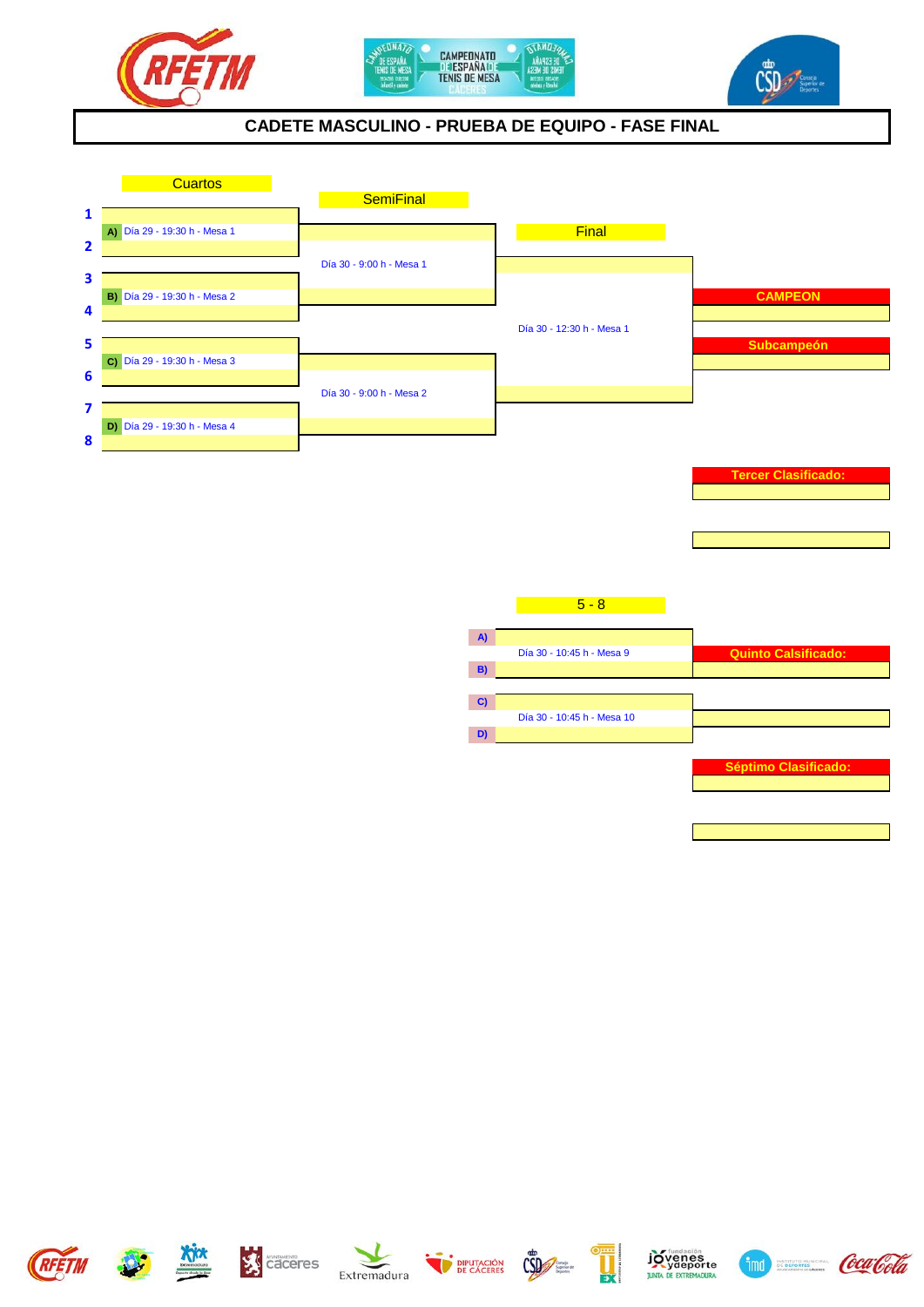# CADETE MASCULINO - PRUEBA DE EQUIPO - FASE FINAL

## Cuartos

1

**A)** Día 29 - 19:30 h - Mesa 1

2

3

**B)** Día 29 - 19:30 h - Mesa 2

4

5

**C)** Día 29 - 19:30 h - Mesa 3

6

7

**D)** Día 29 - 19:30 h - Mesa 4

8

## SemiFinal

Día 30 - 9:00 h - Mesa 1

Día 30 - 9:00 h - Mesa 2

## Final

Día 30 - 12:30 h - Mesa 1

**CAMPEON**

**Subcampeón**

**Tercer Clasificado:**

## 5 - 8

**A)**

Día 30 - 10:45 h - Mesa 9

**B)**

**C)**

Día 30 - 10:45 h - Mesa 10

**D)**

**Quinto Calsificado:**

**Séptimo Clasificado:**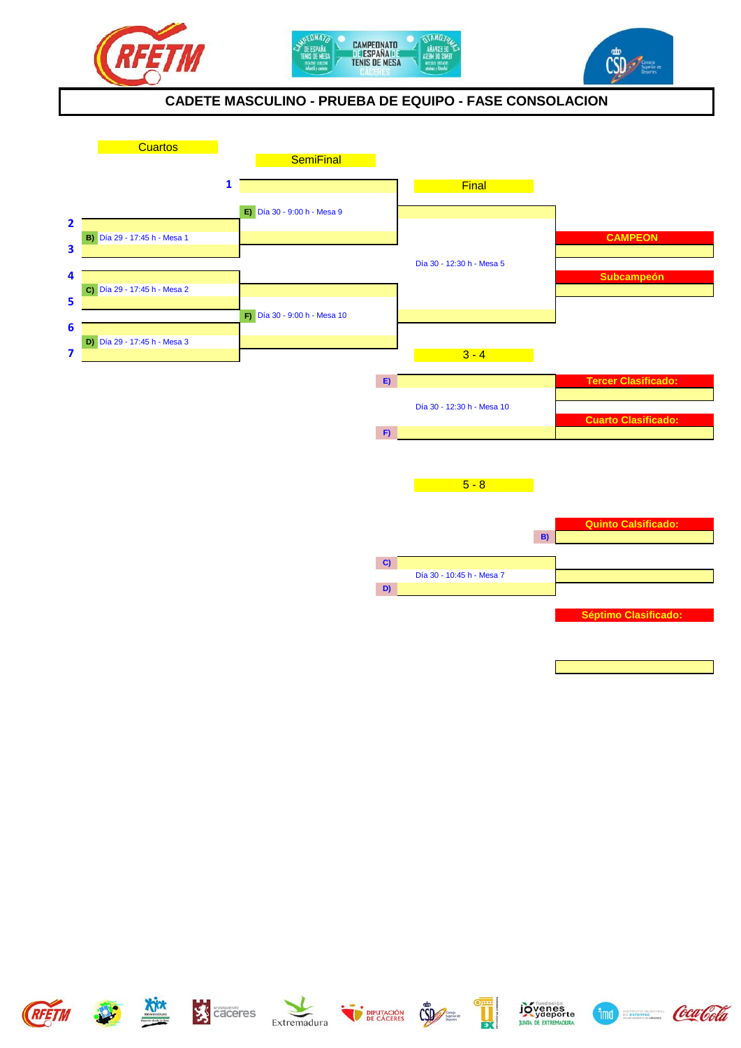## CADETE MASCULINO - PRUEBA DE EQUIPO - FASE CONSOLACION

### Cuartos

1

2

B) Día 29 - 17:45 h - Mesa 1

3

4

C) Día 29 - 17:45 h - Mesa 2

5

6

D) Día 29 - 17:45 h - Mesa 3

7

### SemiFinal

E) Día 30 - 9:00 h - Mesa 9

F) Día 30 - 9:00 h - Mesa 10

### Final

Día 30 - 12:30 h - Mesa 5

**CAMPEON**

**Subcampeón**

### 3 - 4

E)

Día 30 - 12:30 h - Mesa 10

F)

**Tercer Clasificado:**

**Cuarto Clasificado:**

### 5 - 8

**Quinto Calsificado:**

B)

C)

Día 30 - 10:45 h - Mesa 7

D)

**Séptimo Clasificado:**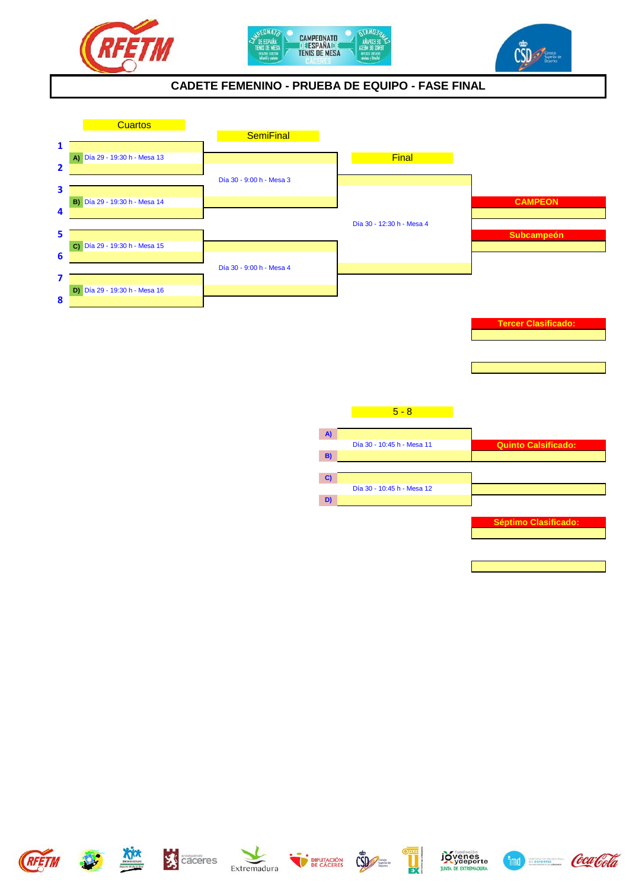# CADETE FEMENINO - PRUEBA DE EQUIPO - FASE FINAL

## Cuartos

1
A) Día 29 - 19:30 h - Mesa 13
2

3
B) Día 29 - 19:30 h - Mesa 14
4

5
C) Día 29 - 19:30 h - Mesa 15
6

7
D) Día 29 - 19:30 h - Mesa 16
8

## SemiFinal

Día 30 - 9:00 h - Mesa 3

Día 30 - 9:00 h - Mesa 4

## Final

Día 30 - 12:30 h - Mesa 4

**CAMPEON**

**Subcampeón**

**Tercer Clasificado:**

## 5 - 8

A)
Día 30 - 10:45 h - Mesa 11
B)

C)
Día 30 - 10:45 h - Mesa 12
D)

**Quinto Calsificado:**

**Séptimo Clasificado:**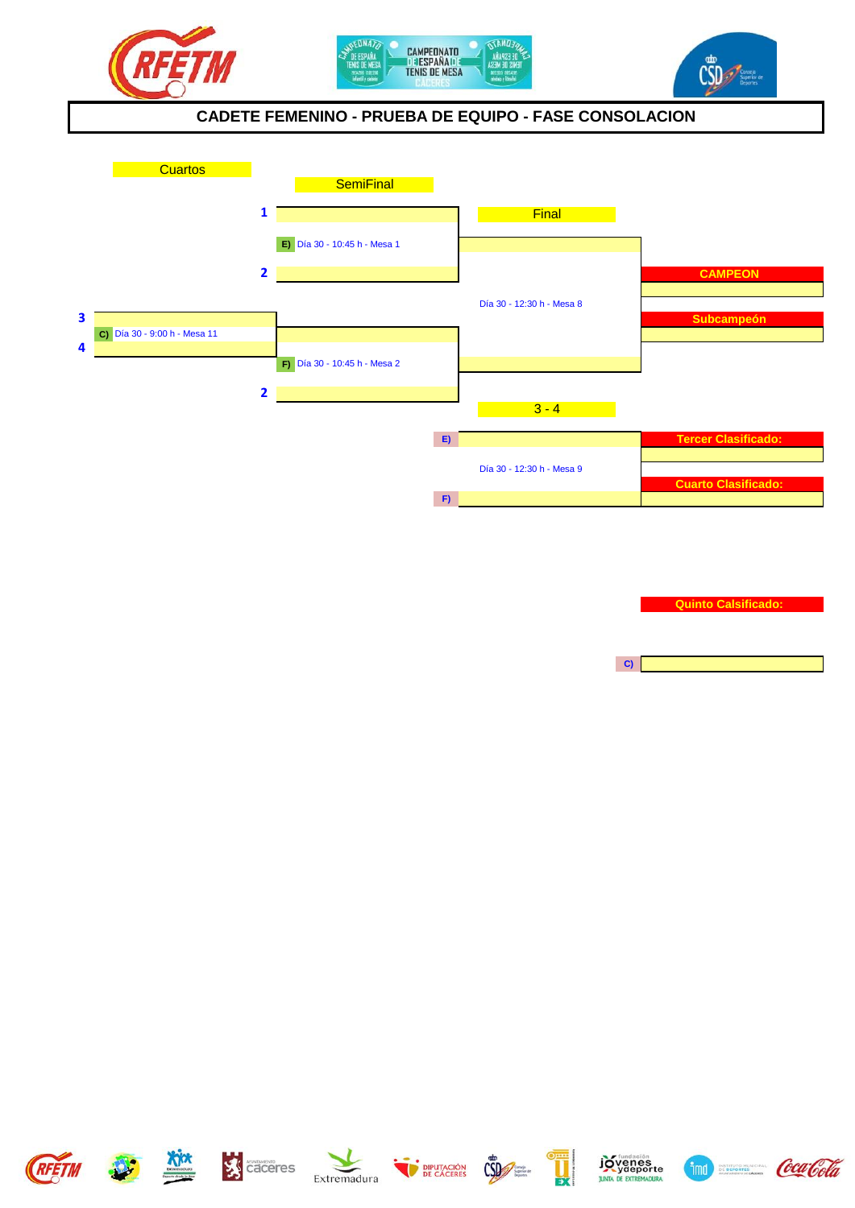## CADETE FEMENINO - PRUEBA DE EQUIPO - FASE CONSOLACION

Cuartos

SemiFinal

Final

1

E) Día 30 - 10:45 h - Mesa 1

2

CAMPEON

Día 30 - 12:30 h - Mesa 8

3

Subcampeón

C) Día 30 - 9:00 h - Mesa 11

4

F) Día 30 - 10:45 h - Mesa 2

2

3 - 4

E)

Tercer Clasificado:

Día 30 - 12:30 h - Mesa 9

Cuarto Clasificado:

F)

Quinto Calsificado:

C)